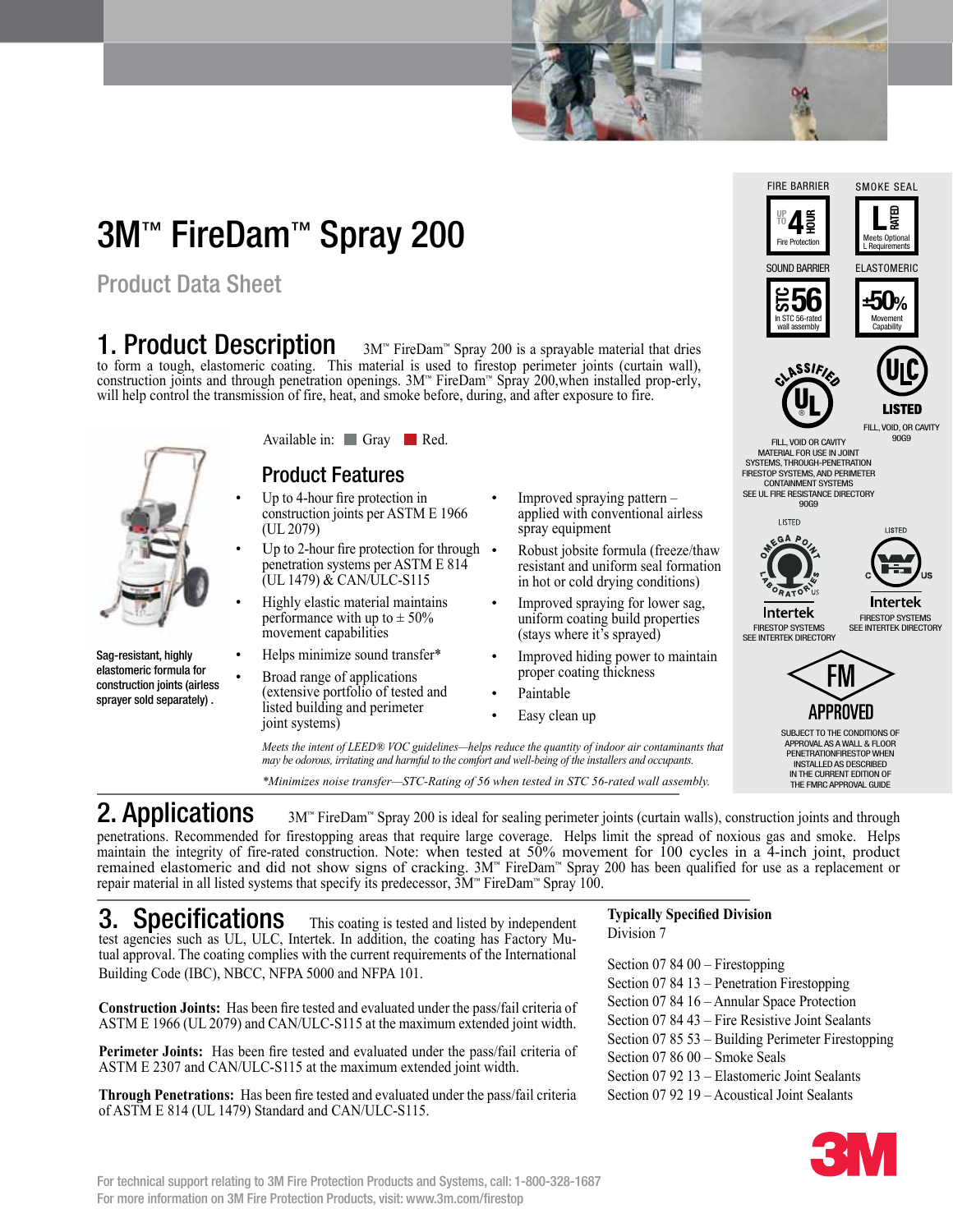# 3M™ FireDam™ Spray 200

Product Data Sheet

## 1. Product Description

3M™ FireDam™ Spray 200 is a sprayable material that dries to form a tough, elastomeric coating. This material is used to firestop perimeter joints (curtain wall), construction joints and through penetration openings. 3M™ FireDam™ Spray 200,when installed prop-erly, will help control the transmission of fire, heat, and smoke before, during, and after exposure to fire.

FIRE BARRIER: UP TO 4 HOUR Fire Protection

SMOKE SEAL: L RATED Meets Optional L Requirements

SOUND BARRIER: STC 56 In STC 56-rated wall assembly

ELASTOMERIC: ±50% Movement Capability

CLASSIFIED UL — FILL, VOID OR CAVITY MATERIAL FOR USE IN JOINT SYSTEMS, THROUGH-PENETRATION FIRESTOP SYSTEMS, AND PERIMETER CONTAINMENT SYSTEMS SEE UL FIRE RESISTANCE DIRECTORY 90G9

ULC LISTED — FILL, VOID, OR CAVITY 90G9

LISTED Omega Point Laboratories US Intertek — FIRESTOP SYSTEMS SEE INTERTEK DIRECTORY

LISTED C US Intertek — FIRESTOP SYSTEMS SEE INTERTEK DIRECTORY

FM APPROVED — SUBJECT TO THE CONDITIONS OF APPROVAL AS A WALL & FLOOR PENETRATIONFIRESTOP WHEN INSTALLED AS DESCRIBED IN THE CURRENT EDITION OF THE FMRC APPROVAL GUIDE

Sag-resistant, highly elastomeric formula for construction joints (airless sprayer sold separately) .

Available in: Gray Red.

### Product Features

- Up to 4-hour fire protection in construction joints per ASTM E 1966 (UL 2079)
- Up to 2-hour fire protection for through penetration systems per ASTM E 814 (UL 1479) & CAN/ULC-S115
- Highly elastic material maintains performance with up to ± 50% movement capabilities
- Helps minimize sound transfer*
- Broad range of applications (extensive portfolio of tested and listed building and perimeter joint systems)
- Improved spraying pattern – applied with conventional airless spray equipment
- Robust jobsite formula (freeze/thaw resistant and uniform seal formation in hot or cold drying conditions)
- Improved spraying for lower sag, uniform coating build properties (stays where it's sprayed)
- Improved hiding power to maintain proper coating thickness
- Paintable
- Easy clean up

*Meets the intent of LEED® VOC guidelines—helps reduce the quantity of indoor air contaminants that may be odorous, irritating and harmful to the comfort and well-being of the installers and occupants.*

*\*Minimizes noise transfer—STC-Rating of 56 when tested in STC 56-rated wall assembly.*

## 2. Applications

3M™ FireDam™ Spray 200 is ideal for sealing perimeter joints (curtain walls), construction joints and through penetrations. Recommended for firestopping areas that require large coverage. Helps limit the spread of noxious gas and smoke. Helps maintain the integrity of fire-rated construction. Note: when tested at 50% movement for 100 cycles in a 4-inch joint, product remained elastomeric and did not show signs of cracking. 3M™ FireDam™ Spray 200 has been qualified for use as a replacement or repair material in all listed systems that specify its predecessor, 3M™ FireDam™ Spray 100.

## 3. Specifications

This coating is tested and listed by independent test agencies such as UL, ULC, Intertek. In addition, the coating has Factory Mutual approval. The coating complies with the current requirements of the International Building Code (IBC), NBCC, NFPA 5000 and NFPA 101.

**Construction Joints:** Has been fire tested and evaluated under the pass/fail criteria of ASTM E 1966 (UL 2079) and CAN/ULC-S115 at the maximum extended joint width.

**Perimeter Joints:** Has been fire tested and evaluated under the pass/fail criteria of ASTM E 2307 and CAN/ULC-S115 at the maximum extended joint width.

**Through Penetrations:** Has been fire tested and evaluated under the pass/fail criteria of ASTM E 814 (UL 1479) Standard and CAN/ULC-S115.

**Typically Specified Division**
Division 7

Section 07 84 00 – Firestopping
Section 07 84 13 – Penetration Firestopping
Section 07 84 16 – Annular Space Protection
Section 07 84 43 – Fire Resistive Joint Sealants
Section 07 85 53 – Building Perimeter Firestopping
Section 07 86 00 – Smoke Seals
Section 07 92 13 – Elastomeric Joint Sealants
Section 07 92 19 – Acoustical Joint Sealants

For technical support relating to 3M Fire Protection Products and Systems, call: 1-800-328-1687
For more information on 3M Fire Protection Products, visit: www.3m.com/firestop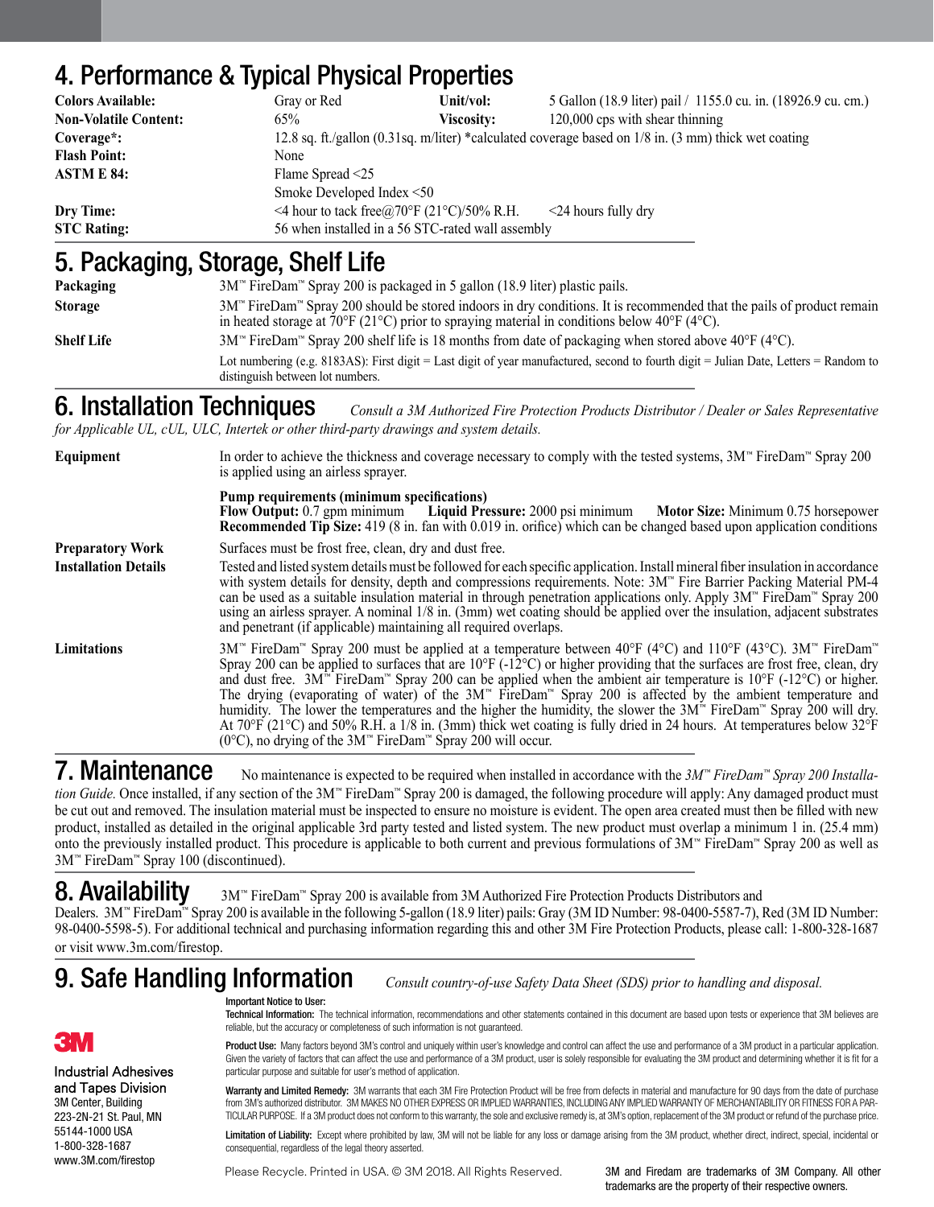## 4. Performance & Typical Physical Properties

| | | | |
|---|---|---|---|
| **Colors Available:** | Gray or Red | **Unit/vol:** | 5 Gallon (18.9 liter) pail / 1155.0 cu. in. (18926.9 cu. cm.) |
| **Non-Volatile Content:** | 65% | **Viscosity:** | 120,000 cps with shear thinning |
| **Coverage*:** | 12.8 sq. ft./gallon (0.31sq. m/liter) *calculated coverage based on 1/8 in. (3 mm) thick wet coating | | |
| **Flash Point:** | None | | |
| **ASTM E 84:** | Flame Spread <25 | | |
| | Smoke Developed Index <50 | | |
| **Dry Time:** | <4 hour to tack free@70°F (21°C)/50% R.H. | <24 hours fully dry | |
| **STC Rating:** | 56 when installed in a 56 STC-rated wall assembly | | |

## 5. Packaging, Storage, Shelf Life

**Packaging** 3M™ FireDam™ Spray 200 is packaged in 5 gallon (18.9 liter) plastic pails.

**Storage** 3M™ FireDam™ Spray 200 should be stored indoors in dry conditions. It is recommended that the pails of product remain in heated storage at 70°F (21°C) prior to spraying material in conditions below 40°F (4°C).

**Shelf Life** 3M™ FireDam™ Spray 200 shelf life is 18 months from date of packaging when stored above 40°F (4°C).

Lot numbering (e.g. 8183AS): First digit = Last digit of year manufactured, second to fourth digit = Julian Date, Letters = Random to distinguish between lot numbers.

## 6. Installation Techniques

*Consult a 3M Authorized Fire Protection Products Distributor / Dealer or Sales Representative for Applicable UL, cUL, ULC, Intertek or other third-party drawings and system details.*

**Equipment** In order to achieve the thickness and coverage necessary to comply with the tested systems, 3M™ FireDam™ Spray 200 is applied using an airless sprayer.

**Pump requirements (minimum specifications)**
**Flow Output:** 0.7 gpm minimum **Liquid Pressure:** 2000 psi minimum **Motor Size:** Minimum 0.75 horsepower
**Recommended Tip Size:** 419 (8 in. fan with 0.019 in. orifice) which can be changed based upon application conditions

**Preparatory Work** Surfaces must be frost free, clean, dry and dust free.

**Installation Details** Tested and listed system details must be followed for each specific application. Install mineral fiber insulation in accordance with system details for density, depth and compressions requirements. Note: 3M™ Fire Barrier Packing Material PM-4 can be used as a suitable insulation material in through penetration applications only. Apply 3M™ FireDam™ Spray 200 using an airless sprayer. A nominal 1/8 in. (3mm) wet coating should be applied over the insulation, adjacent substrates and penetrant (if applicable) maintaining all required overlaps.

**Limitations** 3M™ FireDam™ Spray 200 must be applied at a temperature between 40°F (4°C) and 110°F (43°C). 3M™ FireDam™ Spray 200 can be applied to surfaces that are 10°F (-12°C) or higher providing that the surfaces are frost free, clean, dry and dust free. 3M™ FireDam™ Spray 200 can be applied when the ambient air temperature is 10°F (-12°C) or higher. The drying (evaporating of water) of the 3M™ FireDam™ Spray 200 is affected by the ambient temperature and humidity. The lower the temperatures and the higher the humidity, the slower the 3M™ FireDam™ Spray 200 will dry. At 70°F (21°C) and 50% R.H. a 1/8 in. (3mm) thick wet coating is fully dried in 24 hours. At temperatures below 32°F (0°C), no drying of the 3M™ FireDam™ Spray 200 will occur.

## 7. Maintenance

No maintenance is expected to be required when installed in accordance with the *3M™ FireDam™ Spray 200 Installation Guide.* Once installed, if any section of the 3M™ FireDam™ Spray 200 is damaged, the following procedure will apply: Any damaged product must be cut out and removed. The insulation material must be inspected to ensure no moisture is evident. The open area created must then be filled with new product, installed as detailed in the original applicable 3rd party tested and listed system. The new product must overlap a minimum 1 in. (25.4 mm) onto the previously installed product. This procedure is applicable to both current and previous formulations of 3M™ FireDam™ Spray 200 as well as 3M™ FireDam™ Spray 100 (discontinued).

## 8. Availability

3M™ FireDam™ Spray 200 is available from 3M Authorized Fire Protection Products Distributors and Dealers. 3M™ FireDam™ Spray 200 is available in the following 5-gallon (18.9 liter) pails: Gray (3M ID Number: 98-0400-5587-7), Red (3M ID Number: 98-0400-5598-5). For additional technical and purchasing information regarding this and other 3M Fire Protection Products, please call: 1-800-328-1687 or visit www.3m.com/firestop.

## 9. Safe Handling Information

*Consult country-of-use Safety Data Sheet (SDS) prior to handling and disposal.*

**Important Notice to User:**

**Technical Information:** The technical information, recommendations and other statements contained in this document are based upon tests or experience that 3M believes are reliable, but the accuracy or completeness of such information is not guaranteed.

**Product Use:** Many factors beyond 3M's control and uniquely within user's knowledge and control can affect the use and performance of a 3M product in a particular application. Given the variety of factors that can affect the use and performance of a 3M product, user is solely responsible for evaluating the 3M product and determining whether it is fit for a particular purpose and suitable for user's method of application.

**Warranty and Limited Remedy:** 3M warrants that each 3M Fire Protection Product will be free from defects in material and manufacture for 90 days from the date of purchase from 3M's authorized distributor. 3M MAKES NO OTHER EXPRESS OR IMPLIED WARRANTIES, INCLUDING ANY IMPLIED WARRANTY OF MERCHANTABILITY OR FITNESS FOR A PARTICULAR PURPOSE. If a 3M product does not conform to this warranty, the sole and exclusive remedy is, at 3M's option, replacement of the 3M product or refund of the purchase price.

**Limitation of Liability:** Except where prohibited by law, 3M will not be liable for any loss or damage arising from the 3M product, whether direct, indirect, special, incidental or consequential, regardless of the legal theory asserted.

3M

Industrial Adhesives and Tapes Division
3M Center, Building 223-2N-21 St. Paul, MN 55144-1000 USA
1-800-328-1687
www.3M.com/firestop

Please Recycle. Printed in USA. © 3M 2018. All Rights Reserved.

3M and Firedam are trademarks of 3M Company. All other trademarks are the property of their respective owners.